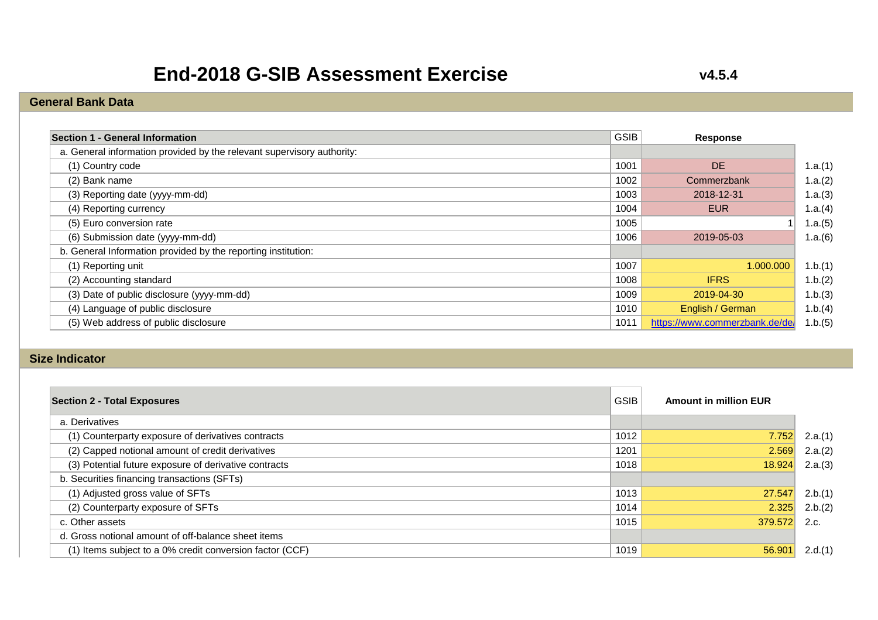# End-2018 G-SIB Assessment Exercise

v4.5.4

## General Bank Data

| Section 1 - General Information | GSIB | Response | |
|---|---|---|---|
| a. General information provided by the relevant supervisory authority: | | | |
| (1) Country code | 1001 | DE | 1.a.(1) |
| (2) Bank name | 1002 | Commerzbank | 1.a.(2) |
| (3) Reporting date (yyyy-mm-dd) | 1003 | 2018-12-31 | 1.a.(3) |
| (4) Reporting currency | 1004 | EUR | 1.a.(4) |
| (5) Euro conversion rate | 1005 | 1 | 1.a.(5) |
| (6) Submission date (yyyy-mm-dd) | 1006 | 2019-05-03 | 1.a.(6) |
| b. General Information provided by the reporting institution: | | | |
| (1) Reporting unit | 1007 | 1.000.000 | 1.b.(1) |
| (2) Accounting standard | 1008 | IFRS | 1.b.(2) |
| (3) Date of public disclosure (yyyy-mm-dd) | 1009 | 2019-04-30 | 1.b.(3) |
| (4) Language of public disclosure | 1010 | English / German | 1.b.(4) |
| (5) Web address of public disclosure | 1011 | https://www.commerzbank.de/de/ | 1.b.(5) |

## Size Indicator

| Section 2 - Total Exposures | GSIB | Amount in million EUR | |
|---|---|---|---|
| a. Derivatives | | | |
| (1) Counterparty exposure of derivatives contracts | 1012 | 7.752 | 2.a.(1) |
| (2) Capped notional amount of credit derivatives | 1201 | 2.569 | 2.a.(2) |
| (3) Potential future exposure of derivative contracts | 1018 | 18.924 | 2.a.(3) |
| b. Securities financing transactions (SFTs) | | | |
| (1) Adjusted gross value of SFTs | 1013 | 27.547 | 2.b.(1) |
| (2) Counterparty exposure of SFTs | 1014 | 2.325 | 2.b.(2) |
| c. Other assets | 1015 | 379.572 | 2.c. |
| d. Gross notional amount of off-balance sheet items | | | |
| (1) Items subject to a 0% credit conversion factor (CCF) | 1019 | 56.901 | 2.d.(1) |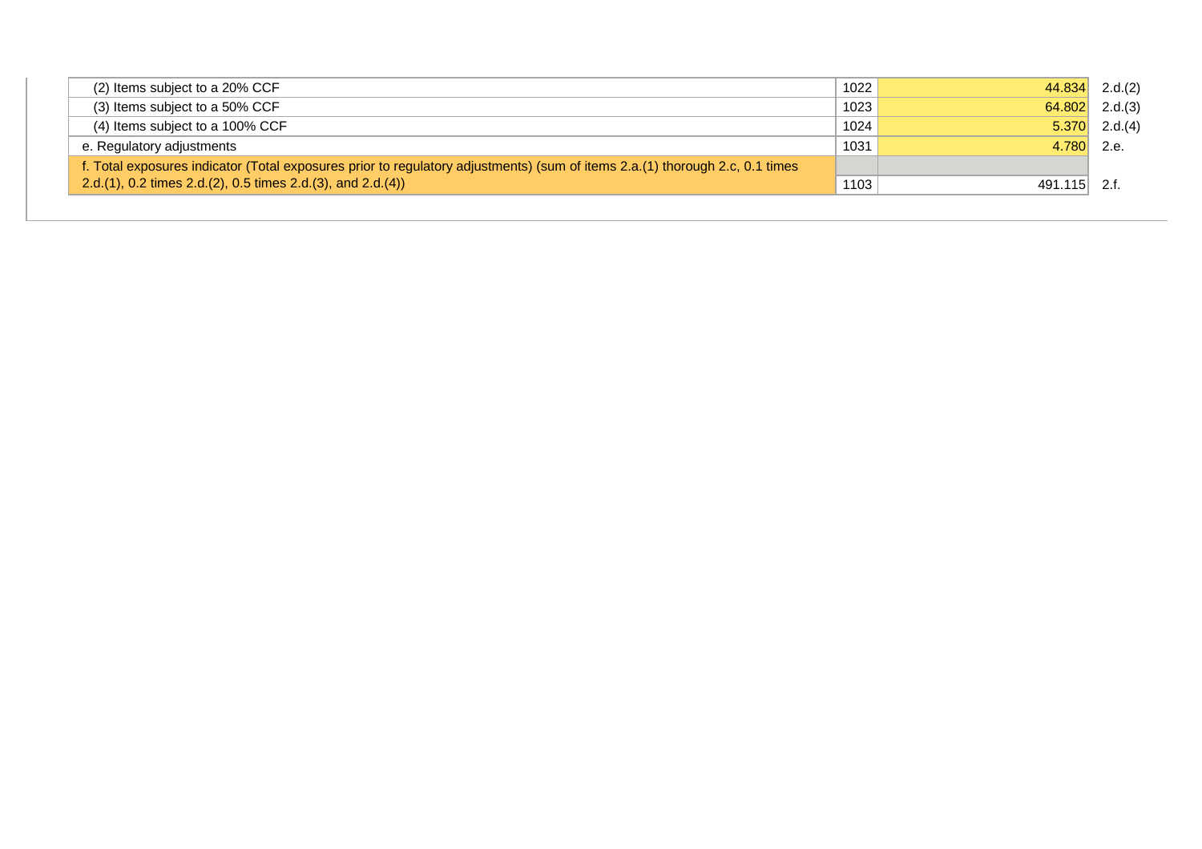| | | | |
|---|---|---|---|
| (2) Items subject to a 20% CCF | 1022 | 44.834 | 2.d.(2) |
| (3) Items subject to a 50% CCF | 1023 | 64.802 | 2.d.(3) |
| (4) Items subject to a 100% CCF | 1024 | 5.370 | 2.d.(4) |
| e. Regulatory adjustments | 1031 | 4.780 | 2.e. |
| f. Total exposures indicator (Total exposures prior to regulatory adjustments) (sum of items 2.a.(1) thorough 2.c, 0.1 times 2.d.(1), 0.2 times 2.d.(2), 0.5 times 2.d.(3), and 2.d.(4)) | 1103 | 491.115 | 2.f. |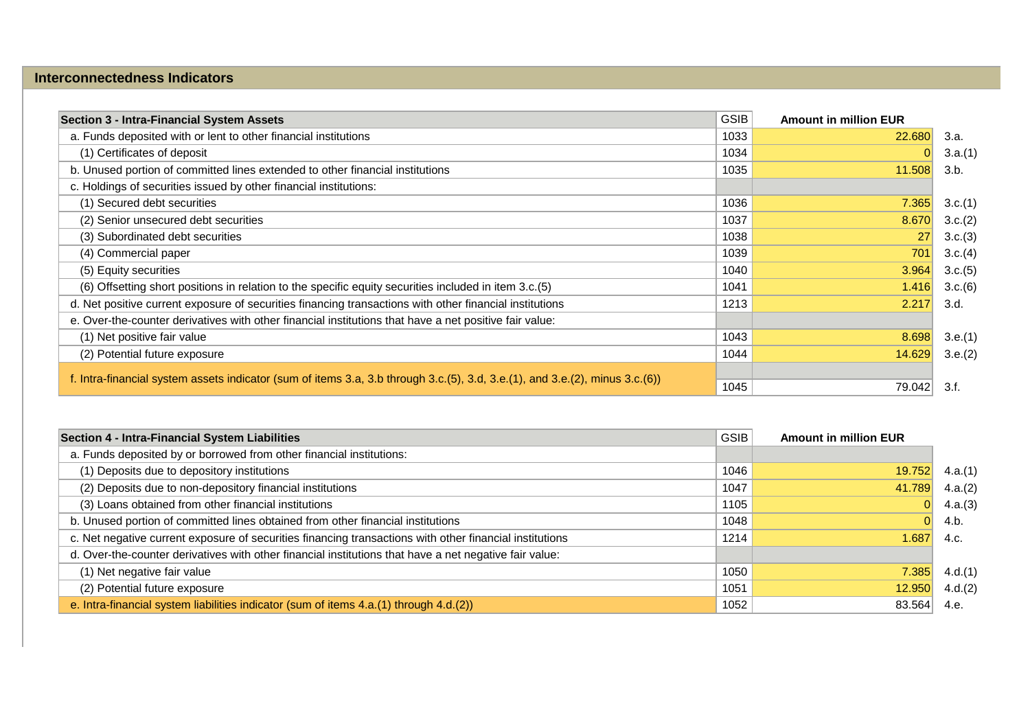## Interconnectedness Indicators

| Section 3 - Intra-Financial System Assets | GSIB | Amount in million EUR | |
|---|---|---|---|
| a. Funds deposited with or lent to other financial institutions | 1033 | 22.680 | 3.a. |
| (1) Certificates of deposit | 1034 | 0 | 3.a.(1) |
| b. Unused portion of committed lines extended to other financial institutions | 1035 | 11.508 | 3.b. |
| c. Holdings of securities issued by other financial institutions: | | | |
| (1) Secured debt securities | 1036 | 7.365 | 3.c.(1) |
| (2) Senior unsecured debt securities | 1037 | 8.670 | 3.c.(2) |
| (3) Subordinated debt securities | 1038 | 27 | 3.c.(3) |
| (4) Commercial paper | 1039 | 701 | 3.c.(4) |
| (5) Equity securities | 1040 | 3.964 | 3.c.(5) |
| (6) Offsetting short positions in relation to the specific equity securities included in item 3.c.(5) | 1041 | 1.416 | 3.c.(6) |
| d. Net positive current exposure of securities financing transactions with other financial institutions | 1213 | 2.217 | 3.d. |
| e. Over-the-counter derivatives with other financial institutions that have a net positive fair value: | | | |
| (1) Net positive fair value | 1043 | 8.698 | 3.e.(1) |
| (2) Potential future exposure | 1044 | 14.629 | 3.e.(2) |
| f. Intra-financial system assets indicator (sum of items 3.a, 3.b through 3.c.(5), 3.d, 3.e.(1), and 3.e.(2), minus 3.c.(6)) | 1045 | 79.042 | 3.f. |

| Section 4 - Intra-Financial System Liabilities | GSIB | Amount in million EUR | |
|---|---|---|---|
| a. Funds deposited by or borrowed from other financial institutions: | | | |
| (1) Deposits due to depository institutions | 1046 | 19.752 | 4.a.(1) |
| (2) Deposits due to non-depository financial institutions | 1047 | 41.789 | 4.a.(2) |
| (3) Loans obtained from other financial institutions | 1105 | 0 | 4.a.(3) |
| b. Unused portion of committed lines obtained from other financial institutions | 1048 | 0 | 4.b. |
| c. Net negative current exposure of securities financing transactions with other financial institutions | 1214 | 1.687 | 4.c. |
| d. Over-the-counter derivatives with other financial institutions that have a net negative fair value: | | | |
| (1) Net negative fair value | 1050 | 7.385 | 4.d.(1) |
| (2) Potential future exposure | 1051 | 12.950 | 4.d.(2) |
| e. Intra-financial system liabilities indicator (sum of items 4.a.(1) through 4.d.(2)) | 1052 | 83.564 | 4.e. |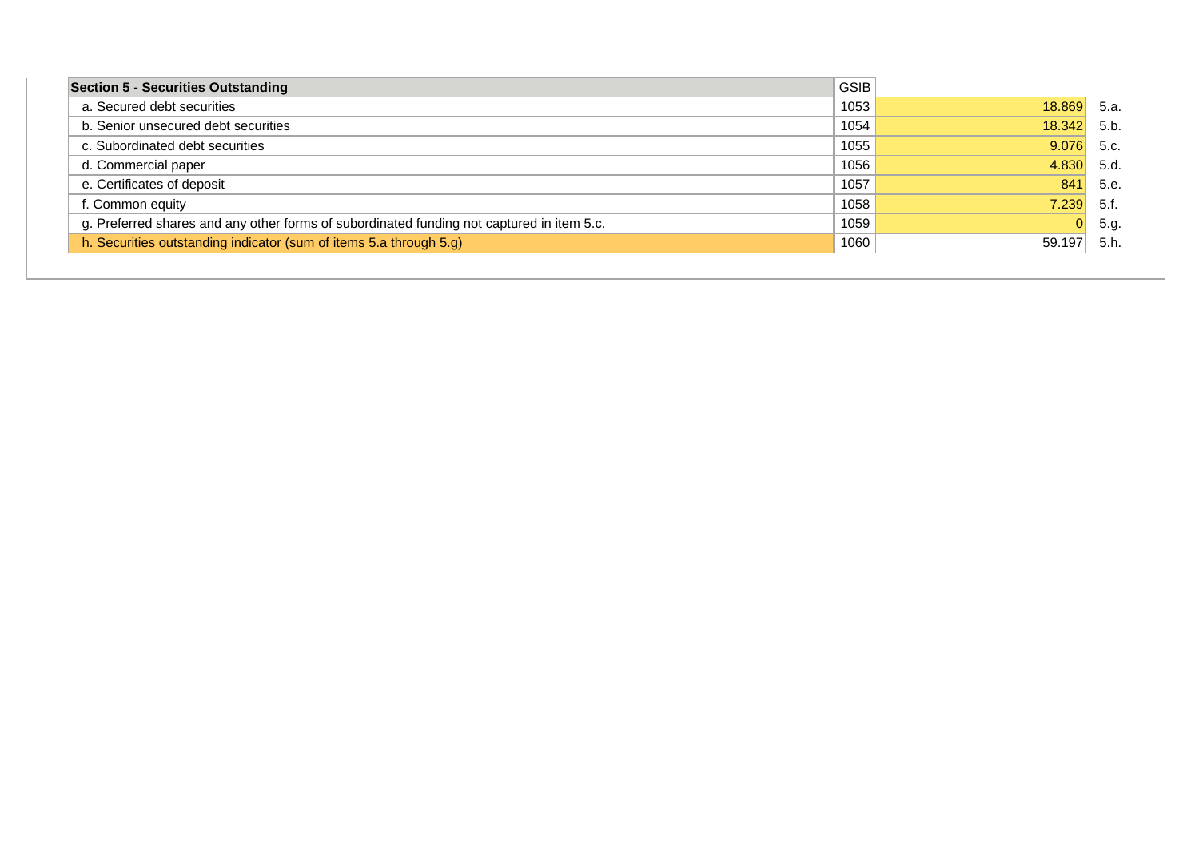| Section 5 - Securities Outstanding | GSIB | | |
|---|---|---|---|
| a. Secured debt securities | 1053 | 18.869 | 5.a. |
| b. Senior unsecured debt securities | 1054 | 18.342 | 5.b. |
| c. Subordinated debt securities | 1055 | 9.076 | 5.c. |
| d. Commercial paper | 1056 | 4.830 | 5.d. |
| e. Certificates of deposit | 1057 | 841 | 5.e. |
| f. Common equity | 1058 | 7.239 | 5.f. |
| g. Preferred shares and any other forms of subordinated funding not captured in item 5.c. | 1059 | 0 | 5.g. |
| h. Securities outstanding indicator (sum of items 5.a through 5.g) | 1060 | 59.197 | 5.h. |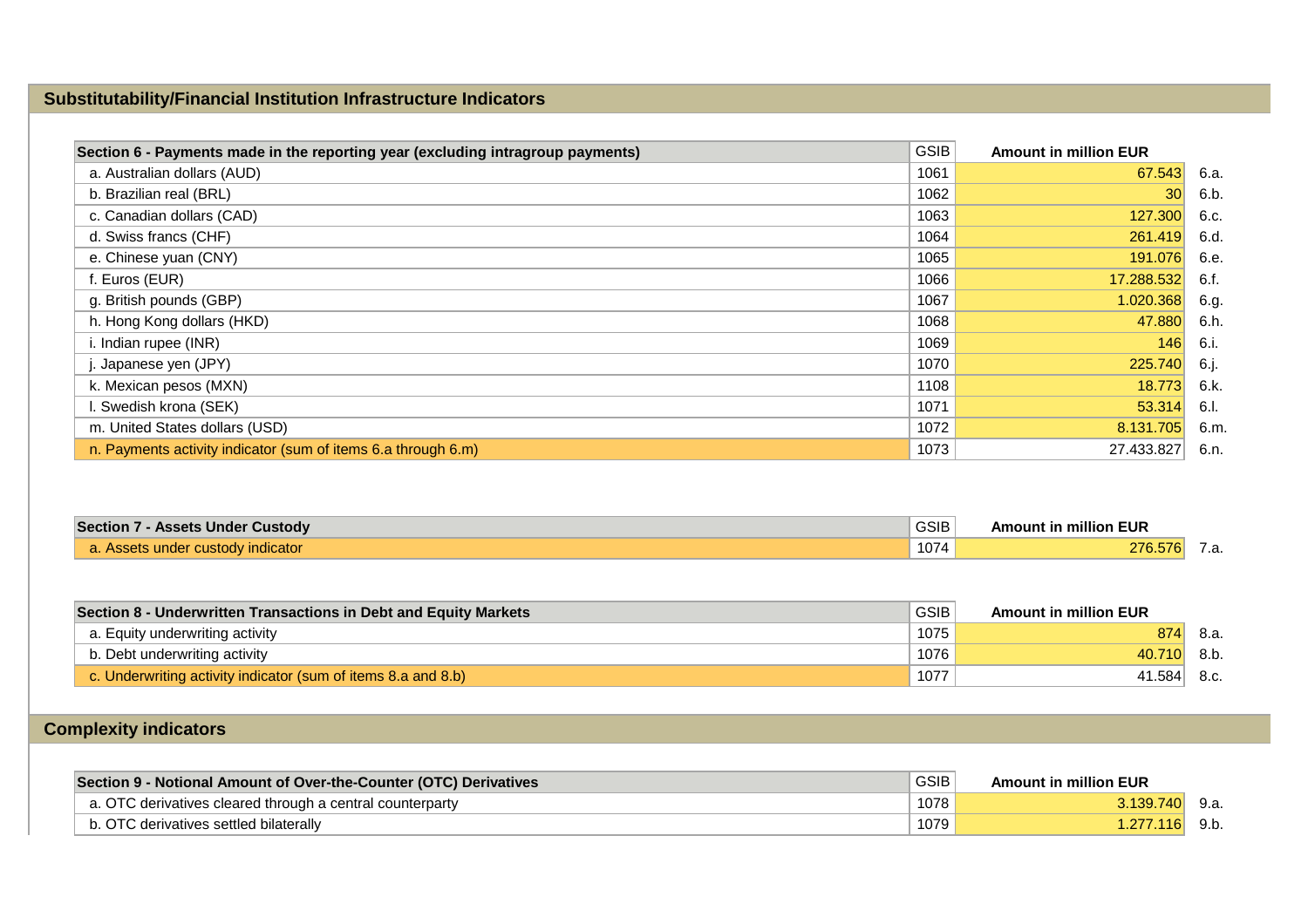## Substitutability/Financial Institution Infrastructure Indicators

| Section 6 - Payments made in the reporting year (excluding intragroup payments) | GSIB | Amount in million EUR | |
|---|---|---|---|
| a. Australian dollars (AUD) | 1061 | 67.543 | 6.a. |
| b. Brazilian real (BRL) | 1062 | 30 | 6.b. |
| c. Canadian dollars (CAD) | 1063 | 127.300 | 6.c. |
| d. Swiss francs (CHF) | 1064 | 261.419 | 6.d. |
| e. Chinese yuan (CNY) | 1065 | 191.076 | 6.e. |
| f. Euros (EUR) | 1066 | 17.288.532 | 6.f. |
| g. British pounds (GBP) | 1067 | 1.020.368 | 6.g. |
| h. Hong Kong dollars (HKD) | 1068 | 47.880 | 6.h. |
| i. Indian rupee (INR) | 1069 | 146 | 6.i. |
| j. Japanese yen (JPY) | 1070 | 225.740 | 6.j. |
| k. Mexican pesos (MXN) | 1108 | 18.773 | 6.k. |
| l. Swedish krona (SEK) | 1071 | 53.314 | 6.l. |
| m. United States dollars (USD) | 1072 | 8.131.705 | 6.m. |
| n. Payments activity indicator (sum of items 6.a through 6.m) | 1073 | 27.433.827 | 6.n. |

| Section 7 - Assets Under Custody | GSIB | Amount in million EUR | |
|---|---|---|---|
| a. Assets under custody indicator | 1074 | 276.576 | 7.a. |

| Section 8 - Underwritten Transactions in Debt and Equity Markets | GSIB | Amount in million EUR | |
|---|---|---|---|
| a. Equity underwriting activity | 1075 | 874 | 8.a. |
| b. Debt underwriting activity | 1076 | 40.710 | 8.b. |
| c. Underwriting activity indicator (sum of items 8.a and 8.b) | 1077 | 41.584 | 8.c. |

## Complexity indicators

| Section 9 - Notional Amount of Over-the-Counter (OTC) Derivatives | GSIB | Amount in million EUR | |
|---|---|---|---|
| a. OTC derivatives cleared through a central counterparty | 1078 | 3.139.740 | 9.a. |
| b. OTC derivatives settled bilaterally | 1079 | 1.277.116 | 9.b. |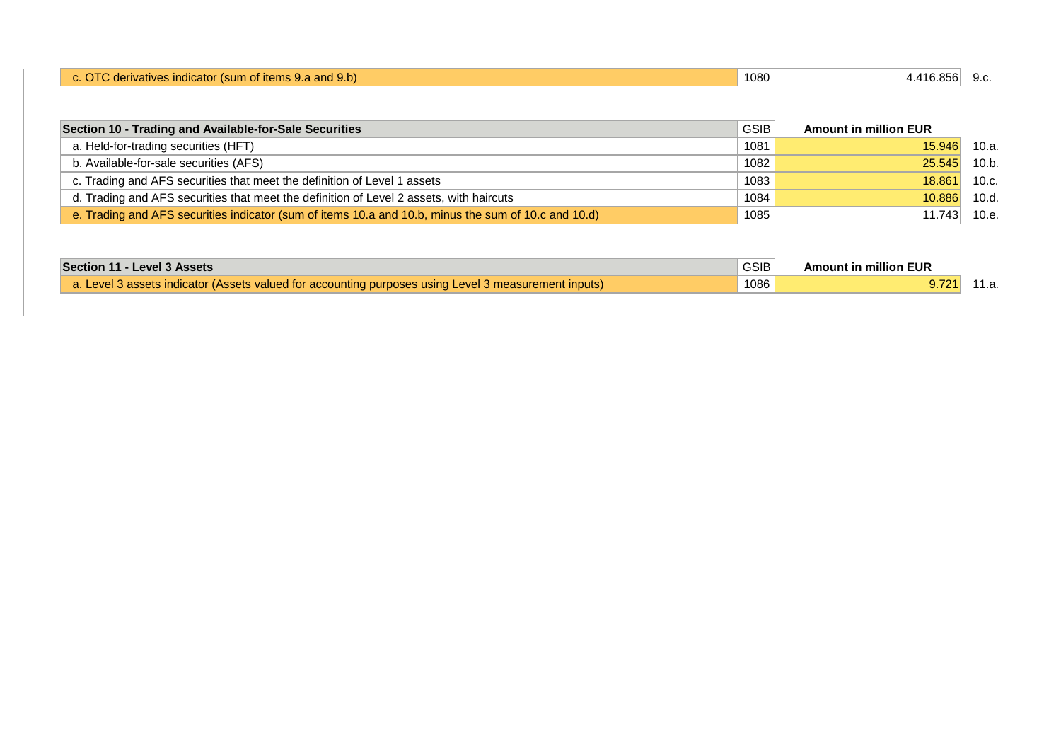| | | | |
|---|---|---|---|
| c. OTC derivatives indicator (sum of items 9.a and 9.b) | 1080 | 4.416.856 | 9.c. |

| Section 10 - Trading and Available-for-Sale Securities | GSIB | Amount in million EUR | |
|---|---|---|---|
| a. Held-for-trading securities (HFT) | 1081 | 15.946 | 10.a. |
| b. Available-for-sale securities (AFS) | 1082 | 25.545 | 10.b. |
| c. Trading and AFS securities that meet the definition of Level 1 assets | 1083 | 18.861 | 10.c. |
| d. Trading and AFS securities that meet the definition of Level 2 assets, with haircuts | 1084 | 10.886 | 10.d. |
| e. Trading and AFS securities indicator (sum of items 10.a and 10.b, minus the sum of 10.c and 10.d) | 1085 | 11.743 | 10.e. |

| Section 11 - Level 3 Assets | GSIB | Amount in million EUR | |
|---|---|---|---|
| a. Level 3 assets indicator (Assets valued for accounting purposes using Level 3 measurement inputs) | 1086 | 9.721 | 11.a. |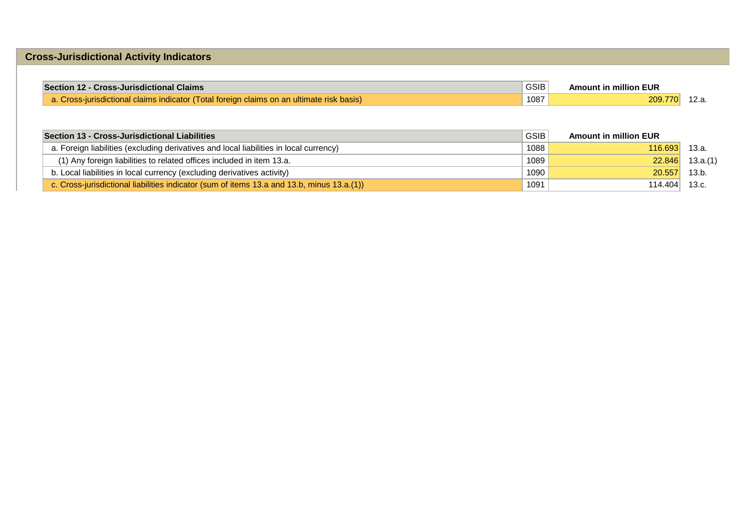## Cross-Jurisdictional Activity Indicators

| Section 12 - Cross-Jurisdictional Claims | GSIB | Amount in million EUR | |
|---|---|---|---|
| a. Cross-jurisdictional claims indicator (Total foreign claims on an ultimate risk basis) | 1087 | 209.770 | 12.a. |

| Section 13 - Cross-Jurisdictional Liabilities | GSIB | Amount in million EUR | |
|---|---|---|---|
| a. Foreign liabilities (excluding derivatives and local liabilities in local currency) | 1088 | 116.693 | 13.a. |
| (1) Any foreign liabilities to related offices included in item 13.a. | 1089 | 22.846 | 13.a.(1) |
| b. Local liabilities in local currency (excluding derivatives activity) | 1090 | 20.557 | 13.b. |
| c. Cross-jurisdictional liabilities indicator (sum of items 13.a and 13.b, minus 13.a.(1)) | 1091 | 114.404 | 13.c. |